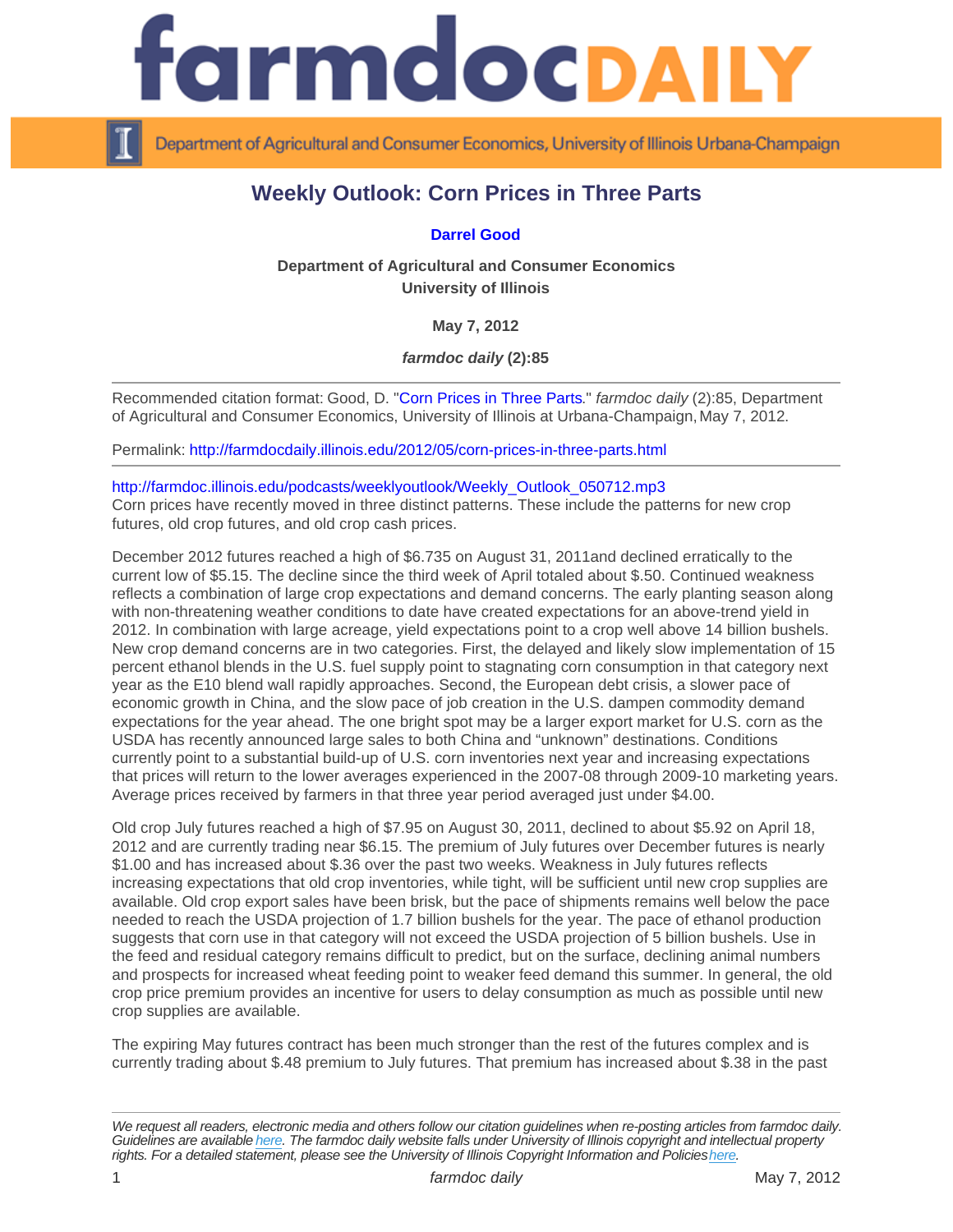# Weekly Outlook: Corn Prices in Three Parts

**Darrel Good**

**Department of Agricultural and Consumer Economics**
**University of Illinois**

**May 7, 2012**

***farmdoc daily* (2):85**

---

Recommended citation format: Good, D. "Corn Prices in Three Parts." *farmdoc daily* (2):85, Department of Agricultural and Consumer Economics, University of Illinois at Urbana-Champaign, May 7, 2012.

Permalink: http://farmdocdaily.illinois.edu/2012/05/corn-prices-in-three-parts.html

---

http://farmdoc.illinois.edu/podcasts/weeklyoutlook/Weekly_Outlook_050712.mp3

Corn prices have recently moved in three distinct patterns. These include the patterns for new crop futures, old crop futures, and old crop cash prices.

December 2012 futures reached a high of $6.735 on August 31, 2011and declined erratically to the current low of $5.15. The decline since the third week of April totaled about $.50. Continued weakness reflects a combination of large crop expectations and demand concerns. The early planting season along with non-threatening weather conditions to date have created expectations for an above-trend yield in 2012. In combination with large acreage, yield expectations point to a crop well above 14 billion bushels. New crop demand concerns are in two categories. First, the delayed and likely slow implementation of 15 percent ethanol blends in the U.S. fuel supply point to stagnating corn consumption in that category next year as the E10 blend wall rapidly approaches. Second, the European debt crisis, a slower pace of economic growth in China, and the slow pace of job creation in the U.S. dampen commodity demand expectations for the year ahead. The one bright spot may be a larger export market for U.S. corn as the USDA has recently announced large sales to both China and "unknown" destinations. Conditions currently point to a substantial build-up of U.S. corn inventories next year and increasing expectations that prices will return to the lower averages experienced in the 2007-08 through 2009-10 marketing years. Average prices received by farmers in that three year period averaged just under $4.00.

Old crop July futures reached a high of $7.95 on August 30, 2011, declined to about $5.92 on April 18, 2012 and are currently trading near $6.15. The premium of July futures over December futures is nearly $1.00 and has increased about $.36 over the past two weeks. Weakness in July futures reflects increasing expectations that old crop inventories, while tight, will be sufficient until new crop supplies are available. Old crop export sales have been brisk, but the pace of shipments remains well below the pace needed to reach the USDA projection of 1.7 billion bushels for the year. The pace of ethanol production suggests that corn use in that category will not exceed the USDA projection of 5 billion bushels. Use in the feed and residual category remains difficult to predict, but on the surface, declining animal numbers and prospects for increased wheat feeding point to weaker feed demand this summer. In general, the old crop price premium provides an incentive for users to delay consumption as much as possible until new crop supplies are available.

The expiring May futures contract has been much stronger than the rest of the futures complex and is currently trading about $.48 premium to July futures. That premium has increased about $.38 in the past

---

*We request all readers, electronic media and others follow our citation guidelines when re-posting articles from farmdoc daily. Guidelines are available here. The farmdoc daily website falls under University of Illinois copyright and intellectual property rights. For a detailed statement, please see the University of Illinois Copyright Information and Policies here.*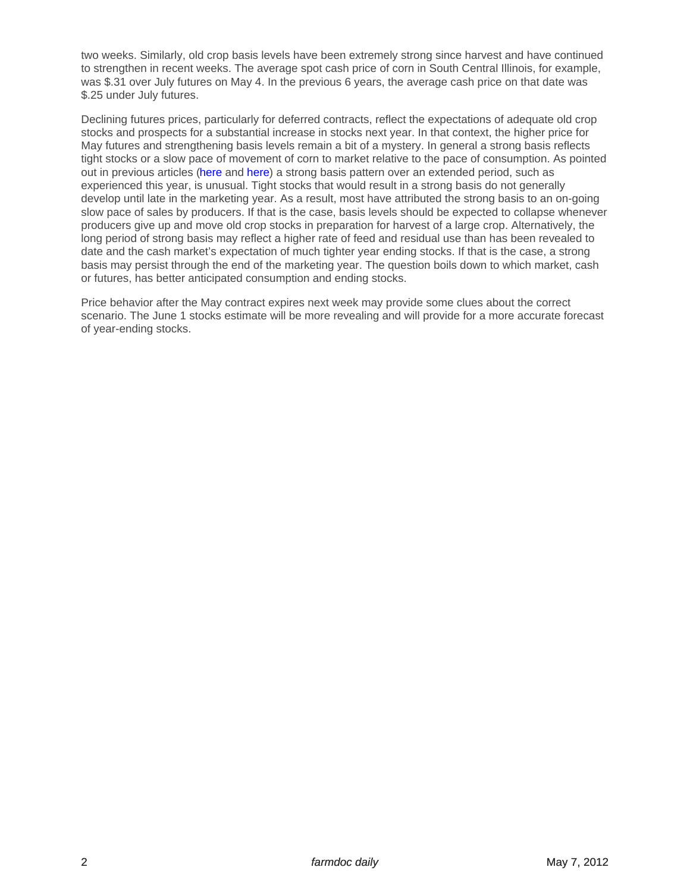two weeks. Similarly, old crop basis levels have been extremely strong since harvest and have continued to strengthen in recent weeks. The average spot cash price of corn in South Central Illinois, for example, was $.31 over July futures on May 4. In the previous 6 years, the average cash price on that date was $.25 under July futures.

Declining futures prices, particularly for deferred contracts, reflect the expectations of adequate old crop stocks and prospects for a substantial increase in stocks next year. In that context, the higher price for May futures and strengthening basis levels remain a bit of a mystery. In general a strong basis reflects tight stocks or a slow pace of movement of corn to market relative to the pace of consumption. As pointed out in previous articles (here and here) a strong basis pattern over an extended period, such as experienced this year, is unusual. Tight stocks that would result in a strong basis do not generally develop until late in the marketing year. As a result, most have attributed the strong basis to an on-going slow pace of sales by producers. If that is the case, basis levels should be expected to collapse whenever producers give up and move old crop stocks in preparation for harvest of a large crop. Alternatively, the long period of strong basis may reflect a higher rate of feed and residual use than has been revealed to date and the cash market's expectation of much tighter year ending stocks. If that is the case, a strong basis may persist through the end of the marketing year. The question boils down to which market, cash or futures, has better anticipated consumption and ending stocks.

Price behavior after the May contract expires next week may provide some clues about the correct scenario. The June 1 stocks estimate will be more revealing and will provide for a more accurate forecast of year-ending stocks.